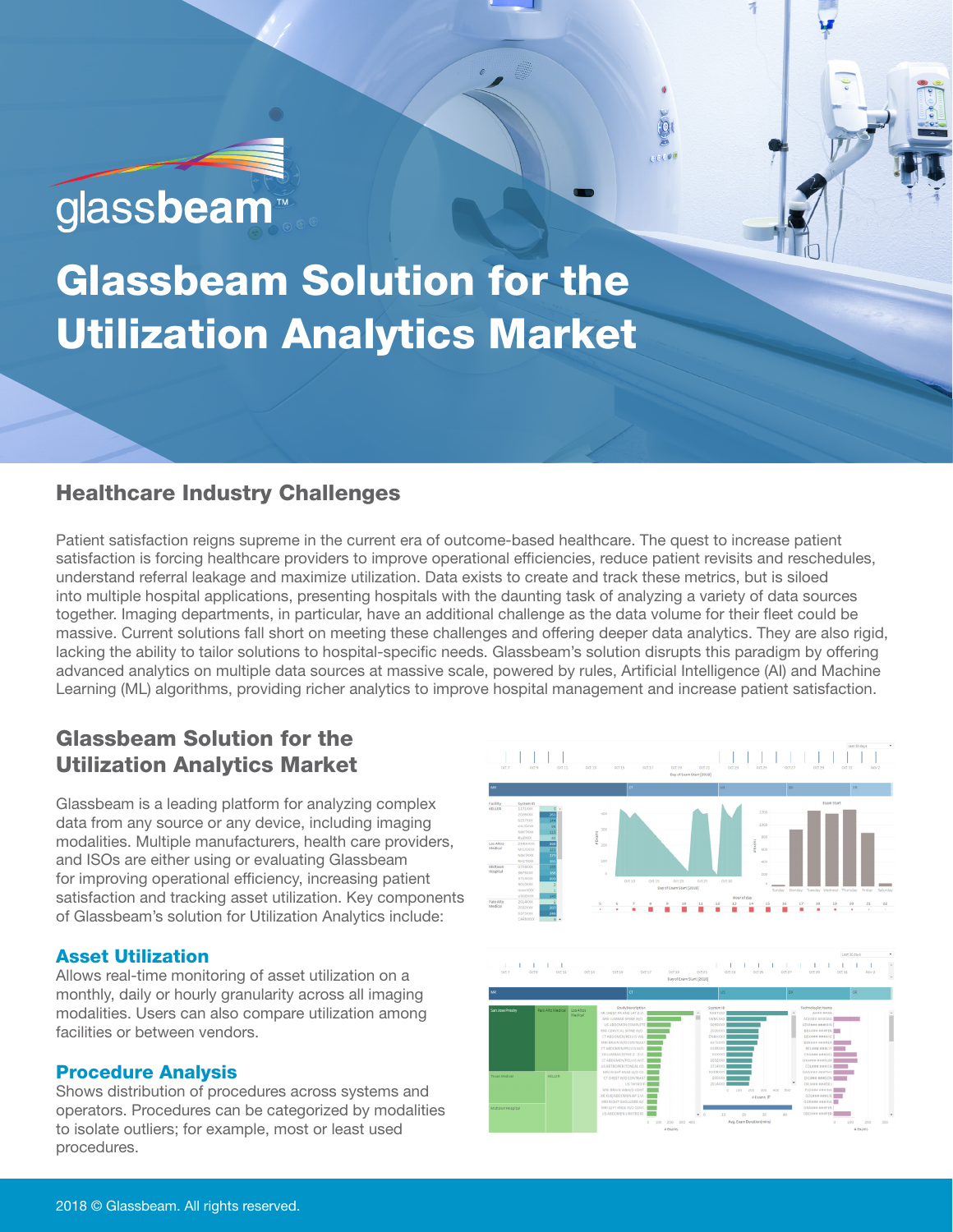glassbeam™

# Glassbeam Solution for the Utilization Analytics Market

## Healthcare Industry Challenges

Patient satisfaction reigns supreme in the current era of outcome-based healthcare. The quest to increase patient satisfaction is forcing healthcare providers to improve operational efficiencies, reduce patient revisits and reschedules, understand referral leakage and maximize utilization. Data exists to create and track these metrics, but is siloed into multiple hospital applications, presenting hospitals with the daunting task of analyzing a variety of data sources together. Imaging departments, in particular, have an additional challenge as the data volume for their fleet could be massive. Current solutions fall short on meeting these challenges and offering deeper data analytics. They are also rigid, lacking the ability to tailor solutions to hospital-specific needs. Glassbeam's solution disrupts this paradigm by offering advanced analytics on multiple data sources at massive scale, powered by rules, Artificial Intelligence (AI) and Machine Learning (ML) algorithms, providing richer analytics to improve hospital management and increase patient satisfaction.

## Glassbeam Solution for the Utilization Analytics Market

Glassbeam is a leading platform for analyzing complex data from any source or any device, including imaging modalities. Multiple manufacturers, health care providers, and ISOs are either using or evaluating Glassbeam for improving operational efficiency, increasing patient satisfaction and tracking asset utilization. Key components of Glassbeam's solution for Utilization Analytics include:

### Asset Utilization

Allows real-time monitoring of asset utilization on a monthly, daily or hourly granularity across all imaging modalities. Users can also compare utilization among facilities or between vendors.

### Procedure Analysis

Shows distribution of procedures across systems and operators. Procedures can be categorized by modalities to isolate outliers; for example, most or least used procedures.

2018 © Glassbeam. All rights reserved.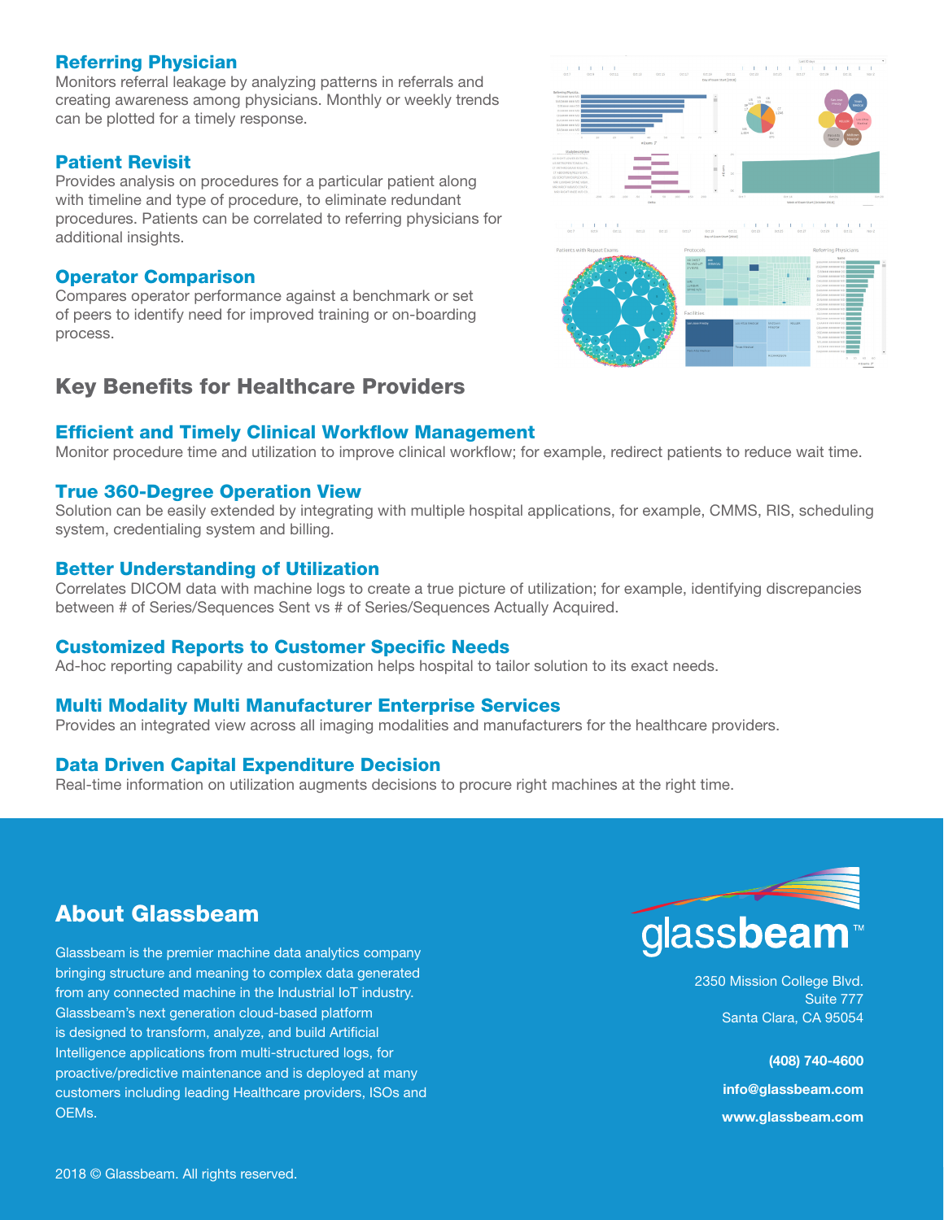### Referring Physician

Monitors referral leakage by analyzing patterns in referrals and creating awareness among physicians. Monthly or weekly trends can be plotted for a timely response.

### Patient Revisit

Provides analysis on procedures for a particular patient along with timeline and type of procedure, to eliminate redundant procedures. Patients can be correlated to referring physicians for additional insights.

### Operator Comparison

Compares operator performance against a benchmark or set of peers to identify need for improved training or on-boarding process.

## Key Benefits for Healthcare Providers

### Efficient and Timely Clinical Workflow Management

Monitor procedure time and utilization to improve clinical workflow; for example, redirect patients to reduce wait time.

### True 360-Degree Operation View

Solution can be easily extended by integrating with multiple hospital applications, for example, CMMS, RIS, scheduling system, credentialing system and billing.

### Better Understanding of Utilization

Correlates DICOM data with machine logs to create a true picture of utilization; for example, identifying discrepancies between # of Series/Sequences Sent vs # of Series/Sequences Actually Acquired.

### Customized Reports to Customer Specific Needs

Ad-hoc reporting capability and customization helps hospital to tailor solution to its exact needs.

### Multi Modality Multi Manufacturer Enterprise Services

Provides an integrated view across all imaging modalities and manufacturers for the healthcare providers.

### Data Driven Capital Expenditure Decision

Real-time information on utilization augments decisions to procure right machines at the right time.

## About Glassbeam

Glassbeam is the premier machine data analytics company bringing structure and meaning to complex data generated from any connected machine in the Industrial IoT industry. Glassbeam's next generation cloud-based platform is designed to transform, analyze, and build Artificial Intelligence applications from multi-structured logs, for proactive/predictive maintenance and is deployed at many customers including leading Healthcare providers, ISOs and OEMs.

glassbeam™

2350 Mission College Blvd.
Suite 777
Santa Clara, CA 95054

**(408) 740-4600**

**info@glassbeam.com**

**www.glassbeam.com**

2018 © Glassbeam. All rights reserved.